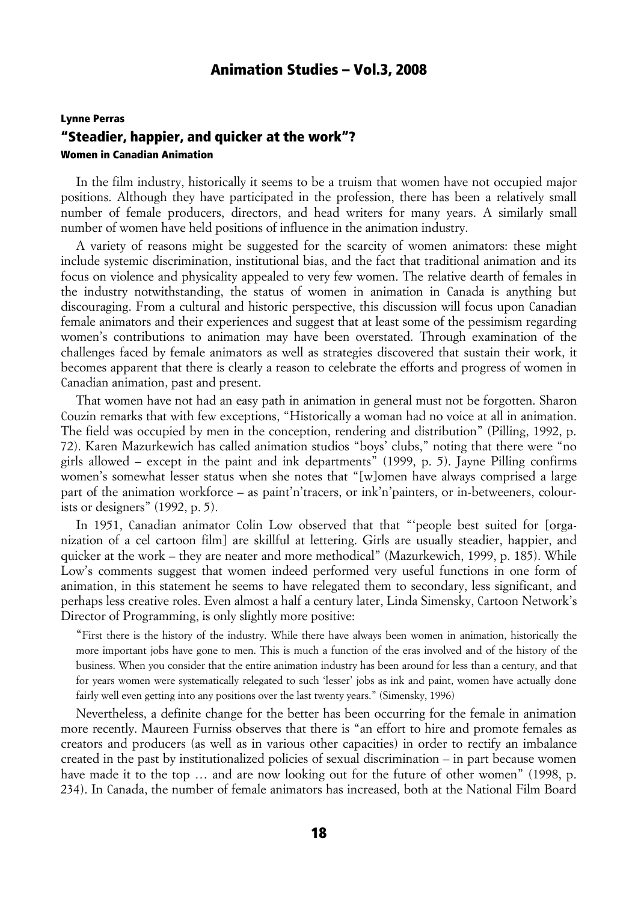**Lynne Perras**

# "Steadier, happier, and quicker at the work"?

## Women in Canadian Animation

In the film industry, historically it seems to be a truism that women have not occupied major positions. Although they have participated in the profession, there has been a relatively small number of female producers, directors, and head writers for many years. A similarly small number of women have held positions of influence in the animation industry.

A variety of reasons might be suggested for the scarcity of women animators: these might include systemic discrimination, institutional bias, and the fact that traditional animation and its focus on violence and physicality appealed to very few women. The relative dearth of females in the industry notwithstanding, the status of women in animation in Canada is anything but discouraging. From a cultural and historic perspective, this discussion will focus upon Canadian female animators and their experiences and suggest that at least some of the pessimism regarding women's contributions to animation may have been overstated. Through examination of the challenges faced by female animators as well as strategies discovered that sustain their work, it becomes apparent that there is clearly a reason to celebrate the efforts and progress of women in Canadian animation, past and present.

That women have not had an easy path in animation in general must not be forgotten. Sharon Couzin remarks that with few exceptions, "Historically a woman had no voice at all in animation. The field was occupied by men in the conception, rendering and distribution" (Pilling, 1992, p. 72). Karen Mazurkewich has called animation studios "boys' clubs," noting that there were "no girls allowed – except in the paint and ink departments" (1999, p. 5). Jayne Pilling confirms women's somewhat lesser status when she notes that "[w]omen have always comprised a large part of the animation workforce – as paint'n'tracers, or ink'n'painters, or in-betweeners, colourists or designers" (1992, p. 5).

In 1951, Canadian animator Colin Low observed that that "'people best suited for [organization of a cel cartoon film] are skillful at lettering. Girls are usually steadier, happier, and quicker at the work – they are neater and more methodical" (Mazurkewich, 1999, p. 185). While Low's comments suggest that women indeed performed very useful functions in one form of animation, in this statement he seems to have relegated them to secondary, less significant, and perhaps less creative roles. Even almost a half a century later, Linda Simensky, Cartoon Network's Director of Programming, is only slightly more positive:

> "First there is the history of the industry. While there have always been women in animation, historically the more important jobs have gone to men. This is much a function of the eras involved and of the history of the business. When you consider that the entire animation industry has been around for less than a century, and that for years women were systematically relegated to such 'lesser' jobs as ink and paint, women have actually done fairly well even getting into any positions over the last twenty years." (Simensky, 1996)

Nevertheless, a definite change for the better has been occurring for the female in animation more recently. Maureen Furniss observes that there is "an effort to hire and promote females as creators and producers (as well as in various other capacities) in order to rectify an imbalance created in the past by institutionalized policies of sexual discrimination – in part because women have made it to the top … and are now looking out for the future of other women" (1998, p. 234). In Canada, the number of female animators has increased, both at the National Film Board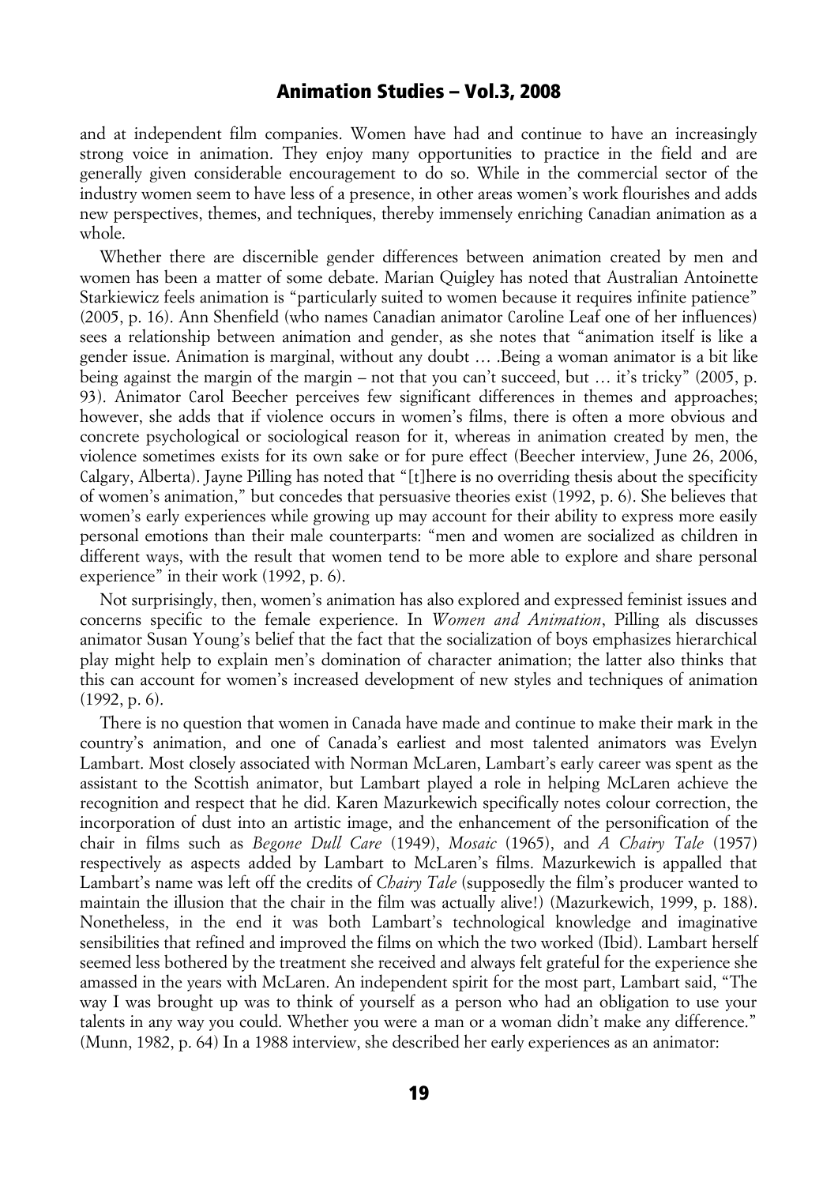and at independent film companies. Women have had and continue to have an increasingly strong voice in animation. They enjoy many opportunities to practice in the field and are generally given considerable encouragement to do so. While in the commercial sector of the industry women seem to have less of a presence, in other areas women's work flourishes and adds new perspectives, themes, and techniques, thereby immensely enriching Canadian animation as a whole.

Whether there are discernible gender differences between animation created by men and women has been a matter of some debate. Marian Quigley has noted that Australian Antoinette Starkiewicz feels animation is "particularly suited to women because it requires infinite patience" (2005, p. 16). Ann Shenfield (who names Canadian animator Caroline Leaf one of her influences) sees a relationship between animation and gender, as she notes that "animation itself is like a gender issue. Animation is marginal, without any doubt … .Being a woman animator is a bit like being against the margin of the margin – not that you can't succeed, but … it's tricky" (2005, p. 93). Animator Carol Beecher perceives few significant differences in themes and approaches; however, she adds that if violence occurs in women's films, there is often a more obvious and concrete psychological or sociological reason for it, whereas in animation created by men, the violence sometimes exists for its own sake or for pure effect (Beecher interview, June 26, 2006, Calgary, Alberta). Jayne Pilling has noted that "[t]here is no overriding thesis about the specificity of women's animation," but concedes that persuasive theories exist (1992, p. 6). She believes that women's early experiences while growing up may account for their ability to express more easily personal emotions than their male counterparts: "men and women are socialized as children in different ways, with the result that women tend to be more able to explore and share personal experience" in their work (1992, p. 6).

Not surprisingly, then, women's animation has also explored and expressed feminist issues and concerns specific to the female experience. In *Women and Animation*, Pilling als discusses animator Susan Young's belief that the fact that the socialization of boys emphasizes hierarchical play might help to explain men's domination of character animation; the latter also thinks that this can account for women's increased development of new styles and techniques of animation (1992, p. 6).

There is no question that women in Canada have made and continue to make their mark in the country's animation, and one of Canada's earliest and most talented animators was Evelyn Lambart. Most closely associated with Norman McLaren, Lambart's early career was spent as the assistant to the Scottish animator, but Lambart played a role in helping McLaren achieve the recognition and respect that he did. Karen Mazurkewich specifically notes colour correction, the incorporation of dust into an artistic image, and the enhancement of the personification of the chair in films such as *Begone Dull Care* (1949), *Mosaic* (1965), and *A Chairy Tale* (1957) respectively as aspects added by Lambart to McLaren's films. Mazurkewich is appalled that Lambart's name was left off the credits of *Chairy Tale* (supposedly the film's producer wanted to maintain the illusion that the chair in the film was actually alive!) (Mazurkewich, 1999, p. 188). Nonetheless, in the end it was both Lambart's technological knowledge and imaginative sensibilities that refined and improved the films on which the two worked (Ibid). Lambart herself seemed less bothered by the treatment she received and always felt grateful for the experience she amassed in the years with McLaren. An independent spirit for the most part, Lambart said, "The way I was brought up was to think of yourself as a person who had an obligation to use your talents in any way you could. Whether you were a man or a woman didn't make any difference." (Munn, 1982, p. 64) In a 1988 interview, she described her early experiences as an animator: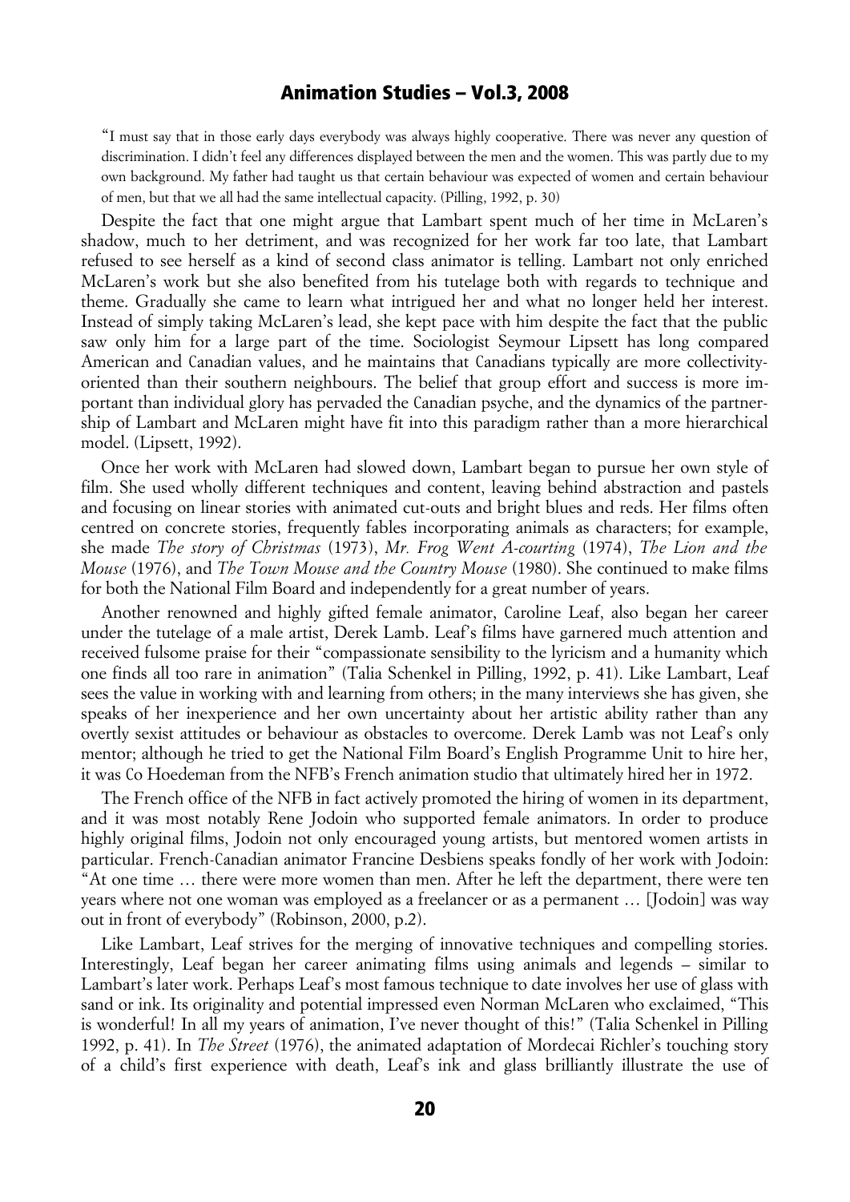"I must say that in those early days everybody was always highly cooperative. There was never any question of discrimination. I didn't feel any differences displayed between the men and the women. This was partly due to my own background. My father had taught us that certain behaviour was expected of women and certain behaviour of men, but that we all had the same intellectual capacity. (Pilling, 1992, p. 30)

Despite the fact that one might argue that Lambart spent much of her time in McLaren's shadow, much to her detriment, and was recognized for her work far too late, that Lambart refused to see herself as a kind of second class animator is telling. Lambart not only enriched McLaren's work but she also benefited from his tutelage both with regards to technique and theme. Gradually she came to learn what intrigued her and what no longer held her interest. Instead of simply taking McLaren's lead, she kept pace with him despite the fact that the public saw only him for a large part of the time. Sociologist Seymour Lipsett has long compared American and Canadian values, and he maintains that Canadians typically are more collectivity-oriented than their southern neighbours. The belief that group effort and success is more important than individual glory has pervaded the Canadian psyche, and the dynamics of the partnership of Lambart and McLaren might have fit into this paradigm rather than a more hierarchical model. (Lipsett, 1992).

Once her work with McLaren had slowed down, Lambart began to pursue her own style of film. She used wholly different techniques and content, leaving behind abstraction and pastels and focusing on linear stories with animated cut-outs and bright blues and reds. Her films often centred on concrete stories, frequently fables incorporating animals as characters; for example, she made *The story of Christmas* (1973), *Mr. Frog Went A-courting* (1974), *The Lion and the Mouse* (1976), and *The Town Mouse and the Country Mouse* (1980). She continued to make films for both the National Film Board and independently for a great number of years.

Another renowned and highly gifted female animator, Caroline Leaf, also began her career under the tutelage of a male artist, Derek Lamb. Leaf's films have garnered much attention and received fulsome praise for their "compassionate sensibility to the lyricism and a humanity which one finds all too rare in animation" (Talia Schenkel in Pilling, 1992, p. 41). Like Lambart, Leaf sees the value in working with and learning from others; in the many interviews she has given, she speaks of her inexperience and her own uncertainty about her artistic ability rather than any overtly sexist attitudes or behaviour as obstacles to overcome. Derek Lamb was not Leaf's only mentor; although he tried to get the National Film Board's English Programme Unit to hire her, it was Co Hoedeman from the NFB's French animation studio that ultimately hired her in 1972.

The French office of the NFB in fact actively promoted the hiring of women in its department, and it was most notably Rene Jodoin who supported female animators. In order to produce highly original films, Jodoin not only encouraged young artists, but mentored women artists in particular. French-Canadian animator Francine Desbiens speaks fondly of her work with Jodoin: "At one time … there were more women than men. After he left the department, there were ten years where not one woman was employed as a freelancer or as a permanent … [Jodoin] was way out in front of everybody" (Robinson, 2000, p.2).

Like Lambart, Leaf strives for the merging of innovative techniques and compelling stories. Interestingly, Leaf began her career animating films using animals and legends – similar to Lambart's later work. Perhaps Leaf's most famous technique to date involves her use of glass with sand or ink. Its originality and potential impressed even Norman McLaren who exclaimed, "This is wonderful! In all my years of animation, I've never thought of this!" (Talia Schenkel in Pilling 1992, p. 41). In *The Street* (1976), the animated adaptation of Mordecai Richler's touching story of a child's first experience with death, Leaf's ink and glass brilliantly illustrate the use of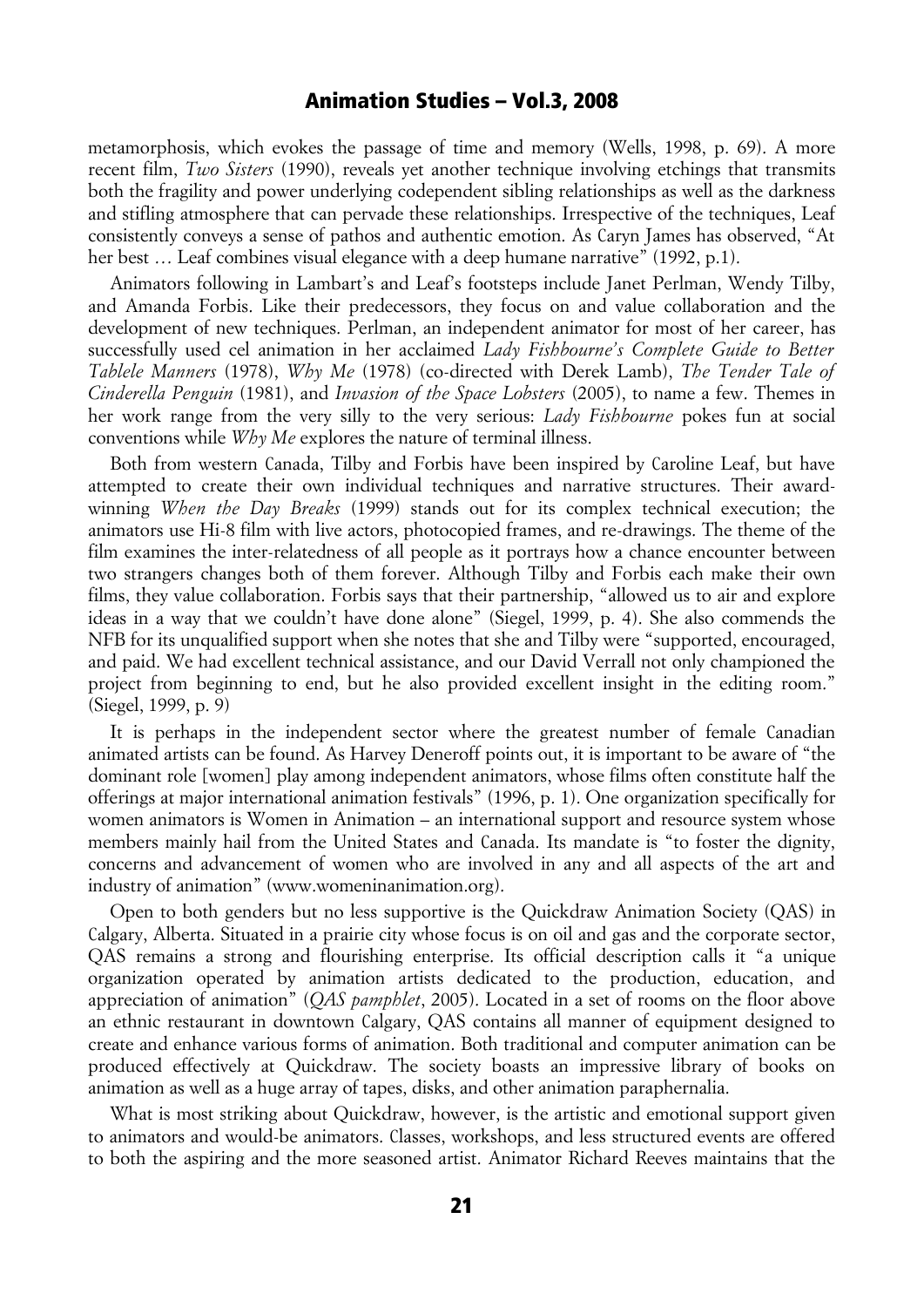metamorphosis, which evokes the passage of time and memory (Wells, 1998, p. 69). A more recent film, *Two Sisters* (1990), reveals yet another technique involving etchings that transmits both the fragility and power underlying codependent sibling relationships as well as the darkness and stifling atmosphere that can pervade these relationships. Irrespective of the techniques, Leaf consistently conveys a sense of pathos and authentic emotion. As Caryn James has observed, "At her best … Leaf combines visual elegance with a deep humane narrative" (1992, p.1).

Animators following in Lambart's and Leaf's footsteps include Janet Perlman, Wendy Tilby, and Amanda Forbis. Like their predecessors, they focus on and value collaboration and the development of new techniques. Perlman, an independent animator for most of her career, has successfully used cel animation in her acclaimed *Lady Fishbourne's Complete Guide to Better Tablele Manners* (1978), *Why Me* (1978) (co-directed with Derek Lamb), *The Tender Tale of Cinderella Penguin* (1981), and *Invasion of the Space Lobsters* (2005), to name a few. Themes in her work range from the very silly to the very serious: *Lady Fishbourne* pokes fun at social conventions while *Why Me* explores the nature of terminal illness.

Both from western Canada, Tilby and Forbis have been inspired by Caroline Leaf, but have attempted to create their own individual techniques and narrative structures. Their award-winning *When the Day Breaks* (1999) stands out for its complex technical execution; the animators use Hi-8 film with live actors, photocopied frames, and re-drawings. The theme of the film examines the inter-relatedness of all people as it portrays how a chance encounter between two strangers changes both of them forever. Although Tilby and Forbis each make their own films, they value collaboration. Forbis says that their partnership, "allowed us to air and explore ideas in a way that we couldn't have done alone" (Siegel, 1999, p. 4). She also commends the NFB for its unqualified support when she notes that she and Tilby were "supported, encouraged, and paid. We had excellent technical assistance, and our David Verrall not only championed the project from beginning to end, but he also provided excellent insight in the editing room." (Siegel, 1999, p. 9)

It is perhaps in the independent sector where the greatest number of female Canadian animated artists can be found. As Harvey Deneroff points out, it is important to be aware of "the dominant role [women] play among independent animators, whose films often constitute half the offerings at major international animation festivals" (1996, p. 1). One organization specifically for women animators is Women in Animation – an international support and resource system whose members mainly hail from the United States and Canada. Its mandate is "to foster the dignity, concerns and advancement of women who are involved in any and all aspects of the art and industry of animation" (www.womeninanimation.org).

Open to both genders but no less supportive is the Quickdraw Animation Society (QAS) in Calgary, Alberta. Situated in a prairie city whose focus is on oil and gas and the corporate sector, QAS remains a strong and flourishing enterprise. Its official description calls it "a unique organization operated by animation artists dedicated to the production, education, and appreciation of animation" (*QAS pamphlet*, 2005). Located in a set of rooms on the floor above an ethnic restaurant in downtown Calgary, QAS contains all manner of equipment designed to create and enhance various forms of animation. Both traditional and computer animation can be produced effectively at Quickdraw. The society boasts an impressive library of books on animation as well as a huge array of tapes, disks, and other animation paraphernalia.

What is most striking about Quickdraw, however, is the artistic and emotional support given to animators and would-be animators. Classes, workshops, and less structured events are offered to both the aspiring and the more seasoned artist. Animator Richard Reeves maintains that the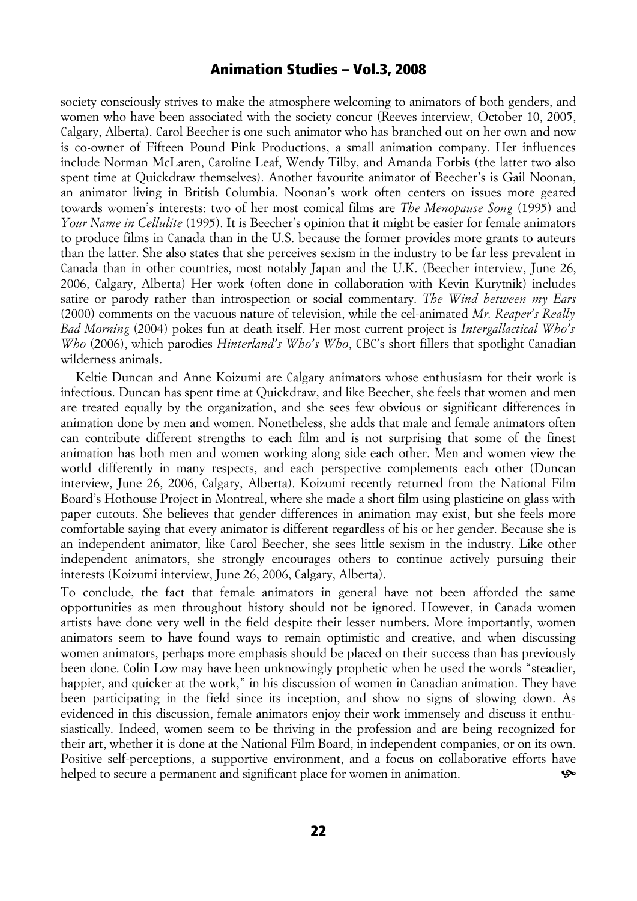society consciously strives to make the atmosphere welcoming to animators of both genders, and women who have been associated with the society concur (Reeves interview, October 10, 2005, Calgary, Alberta). Carol Beecher is one such animator who has branched out on her own and now is co-owner of Fifteen Pound Pink Productions, a small animation company. Her influences include Norman McLaren, Caroline Leaf, Wendy Tilby, and Amanda Forbis (the latter two also spent time at Quickdraw themselves). Another favourite animator of Beecher's is Gail Noonan, an animator living in British Columbia. Noonan's work often centers on issues more geared towards women's interests: two of her most comical films are *The Menopause Song* (1995) and *Your Name in Cellulite* (1995). It is Beecher's opinion that it might be easier for female animators to produce films in Canada than in the U.S. because the former provides more grants to auteurs than the latter. She also states that she perceives sexism in the industry to be far less prevalent in Canada than in other countries, most notably Japan and the U.K. (Beecher interview, June 26, 2006, Calgary, Alberta) Her work (often done in collaboration with Kevin Kurytnik) includes satire or parody rather than introspection or social commentary. *The Wind between my Ears* (2000) comments on the vacuous nature of television, while the cel-animated *Mr. Reaper's Really Bad Morning* (2004) pokes fun at death itself. Her most current project is *Intergallactical Who's Who* (2006), which parodies *Hinterland's Who's Who*, CBC's short fillers that spotlight Canadian wilderness animals.

Keltie Duncan and Anne Koizumi are Calgary animators whose enthusiasm for their work is infectious. Duncan has spent time at Quickdraw, and like Beecher, she feels that women and men are treated equally by the organization, and she sees few obvious or significant differences in animation done by men and women. Nonetheless, she adds that male and female animators often can contribute different strengths to each film and is not surprising that some of the finest animation has both men and women working along side each other. Men and women view the world differently in many respects, and each perspective complements each other (Duncan interview, June 26, 2006, Calgary, Alberta). Koizumi recently returned from the National Film Board's Hothouse Project in Montreal, where she made a short film using plasticine on glass with paper cutouts. She believes that gender differences in animation may exist, but she feels more comfortable saying that every animator is different regardless of his or her gender. Because she is an independent animator, like Carol Beecher, she sees little sexism in the industry. Like other independent animators, she strongly encourages others to continue actively pursuing their interests (Koizumi interview, June 26, 2006, Calgary, Alberta).

To conclude, the fact that female animators in general have not been afforded the same opportunities as men throughout history should not be ignored. However, in Canada women artists have done very well in the field despite their lesser numbers. More importantly, women animators seem to have found ways to remain optimistic and creative, and when discussing women animators, perhaps more emphasis should be placed on their success than has previously been done. Colin Low may have been unknowingly prophetic when he used the words "steadier, happier, and quicker at the work," in his discussion of women in Canadian animation. They have been participating in the field since its inception, and show no signs of slowing down. As evidenced in this discussion, female animators enjoy their work immensely and discuss it enthusiastically. Indeed, women seem to be thriving in the profession and are being recognized for their art, whether it is done at the National Film Board, in independent companies, or on its own. Positive self-perceptions, a supportive environment, and a focus on collaborative efforts have helped to secure a permanent and significant place for women in animation.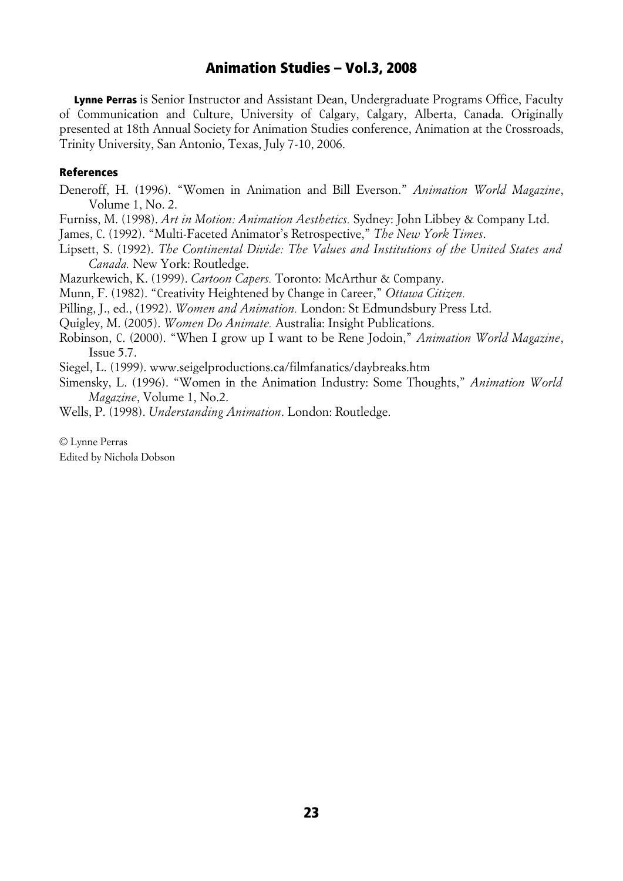**Lynne Perras** is Senior Instructor and Assistant Dean, Undergraduate Programs Office, Faculty of Communication and Culture, University of Calgary, Calgary, Alberta, Canada. Originally presented at 18th Annual Society for Animation Studies conference, Animation at the Crossroads, Trinity University, San Antonio, Texas, July 7-10, 2006.

### References

Deneroff, H. (1996). "Women in Animation and Bill Everson." *Animation World Magazine*, Volume 1, No. 2.

Furniss, M. (1998). *Art in Motion: Animation Aesthetics.* Sydney: John Libbey & Company Ltd.

James, C. (1992). "Multi-Faceted Animator's Retrospective," *The New York Times*.

Lipsett, S. (1992). *The Continental Divide: The Values and Institutions of the United States and Canada.* New York: Routledge.

Mazurkewich, K. (1999). *Cartoon Capers.* Toronto: McArthur & Company.

Munn, F. (1982). "Creativity Heightened by Change in Career," *Ottawa Citizen.*

Pilling, J., ed., (1992). *Women and Animation.* London: St Edmundsbury Press Ltd.

Quigley, M. (2005). *Women Do Animate.* Australia: Insight Publications.

Robinson, C. (2000). "When I grow up I want to be Rene Jodoin," *Animation World Magazine*, Issue 5.7.

Siegel, L. (1999). www.seigelproductions.ca/filmfanatics/daybreaks.htm

Simensky, L. (1996). "Women in the Animation Industry: Some Thoughts," *Animation World Magazine*, Volume 1, No.2.

Wells, P. (1998). *Understanding Animation*. London: Routledge.

© Lynne Perras
Edited by Nichola Dobson